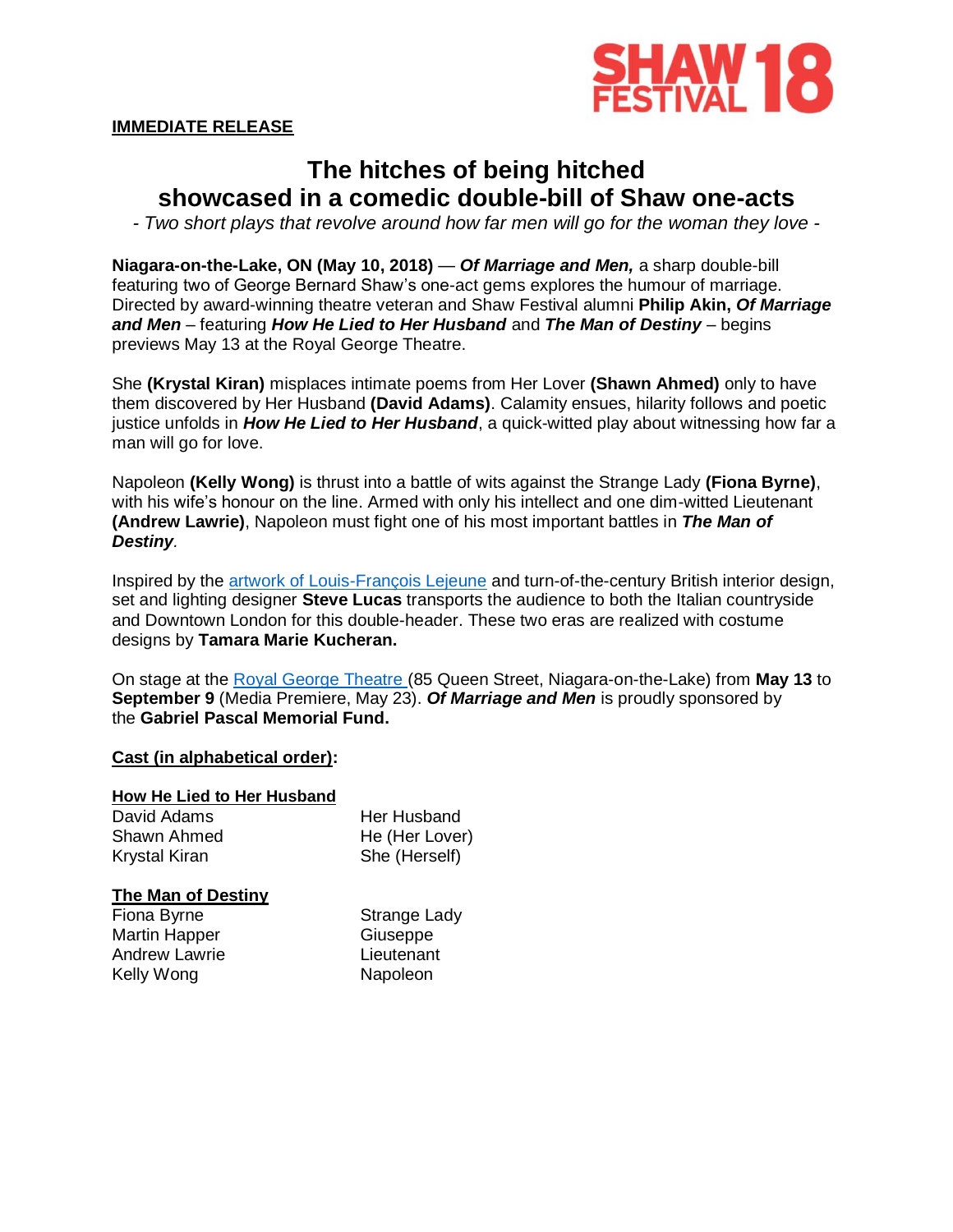SHAW FESTIVAL 18

**IMMEDIATE RELEASE**

# The hitches of being hitched showcased in a comedic double-bill of Shaw one-acts

*- Two short plays that revolve around how far men will go for the woman they love -*

**Niagara-on-the-Lake, ON (May 10, 2018)** — ***Of Marriage and Men,*** a sharp double-bill featuring two of George Bernard Shaw's one-act gems explores the humour of marriage. Directed by award-winning theatre veteran and Shaw Festival alumni **Philip Akin, *Of Marriage and Men*** – featuring ***How He Lied to Her Husband*** and ***The Man of Destiny*** – begins previews May 13 at the Royal George Theatre.

She **(Krystal Kiran)** misplaces intimate poems from Her Lover **(Shawn Ahmed)** only to have them discovered by Her Husband **(David Adams)**. Calamity ensues, hilarity follows and poetic justice unfolds in ***How He Lied to Her Husband***, a quick-witted play about witnessing how far a man will go for love.

Napoleon **(Kelly Wong)** is thrust into a battle of wits against the Strange Lady **(Fiona Byrne)**, with his wife's honour on the line. Armed with only his intellect and one dim-witted Lieutenant **(Andrew Lawrie)**, Napoleon must fight one of his most important battles in ***The Man of Destiny****.*

Inspired by the artwork of Louis-François Lejeune and turn-of-the-century British interior design, set and lighting designer **Steve Lucas** transports the audience to both the Italian countryside and Downtown London for this double-header. These two eras are realized with costume designs by **Tamara Marie Kucheran.**

On stage at the Royal George Theatre (85 Queen Street, Niagara-on-the-Lake) from **May 13** to **September 9** (Media Premiere, May 23). ***Of Marriage and Men*** is proudly sponsored by the **Gabriel Pascal Memorial Fund.**

**Cast (in alphabetical order):**

**How He Lied to Her Husband**

| | |
|---|---|
| David Adams | Her Husband |
| Shawn Ahmed | He (Her Lover) |
| Krystal Kiran | She (Herself) |

**The Man of Destiny**

| | |
|---|---|
| Fiona Byrne | Strange Lady |
| Martin Happer | Giuseppe |
| Andrew Lawrie | Lieutenant |
| Kelly Wong | Napoleon |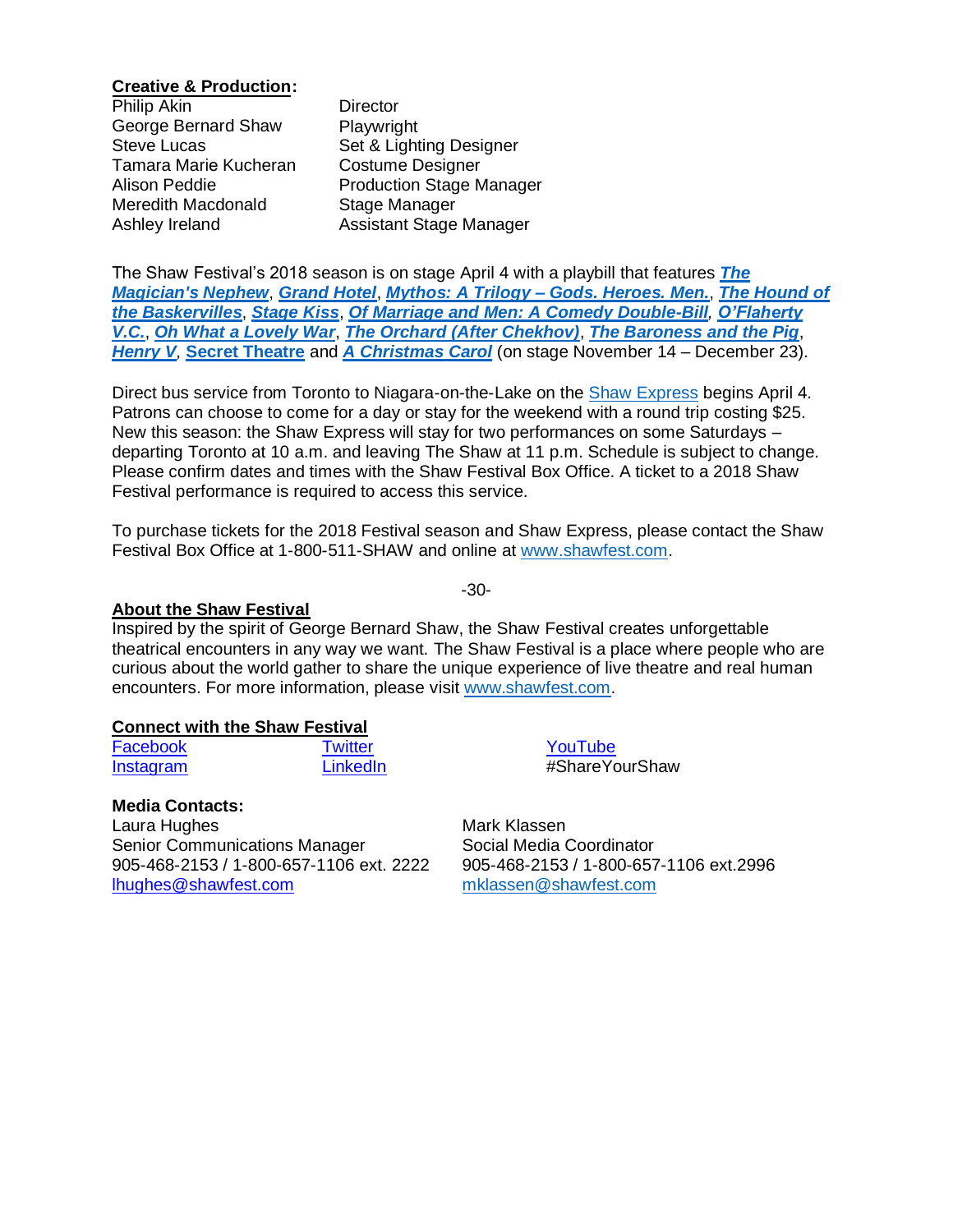**Creative & Production:**

| | |
|---|---|
| Philip Akin | Director |
| George Bernard Shaw | Playwright |
| Steve Lucas | Set & Lighting Designer |
| Tamara Marie Kucheran | Costume Designer |
| Alison Peddie | Production Stage Manager |
| Meredith Macdonald | Stage Manager |
| Ashley Ireland | Assistant Stage Manager |

The Shaw Festival's 2018 season is on stage April 4 with a playbill that features ***The Magician's Nephew***, ***Grand Hotel***, ***Mythos: A Trilogy – Gods. Heroes. Men.***, ***The Hound of the Baskervilles***, ***Stage Kiss***, ***Of Marriage and Men: A Comedy Double-Bill***, ***O'Flaherty V.C.***, ***Oh What a Lovely War***, ***The Orchard (After Chekhov)***, ***The Baroness and the Pig***, ***Henry V***, **Secret Theatre** and ***A Christmas Carol*** (on stage November 14 – December 23).

Direct bus service from Toronto to Niagara-on-the-Lake on the Shaw Express begins April 4. Patrons can choose to come for a day or stay for the weekend with a round trip costing $25. New this season: the Shaw Express will stay for two performances on some Saturdays – departing Toronto at 10 a.m. and leaving The Shaw at 11 p.m. Schedule is subject to change. Please confirm dates and times with the Shaw Festival Box Office. A ticket to a 2018 Shaw Festival performance is required to access this service.

To purchase tickets for the 2018 Festival season and Shaw Express, please contact the Shaw Festival Box Office at 1-800-511-SHAW and online at www.shawfest.com.

-30-

**About the Shaw Festival**

Inspired by the spirit of George Bernard Shaw, the Shaw Festival creates unforgettable theatrical encounters in any way we want. The Shaw Festival is a place where people who are curious about the world gather to share the unique experience of live theatre and real human encounters. For more information, please visit www.shawfest.com.

**Connect with the Shaw Festival**

| | | |
|---|---|---|
| Facebook | Twitter | YouTube |
| Instagram | LinkedIn | #ShareYourShaw |

**Media Contacts:**

Laura Hughes
Senior Communications Manager
905-468-2153 / 1-800-657-1106 ext. 2222
lhughes@shawfest.com

Mark Klassen
Social Media Coordinator
905-468-2153 / 1-800-657-1106 ext.2996
mklassen@shawfest.com